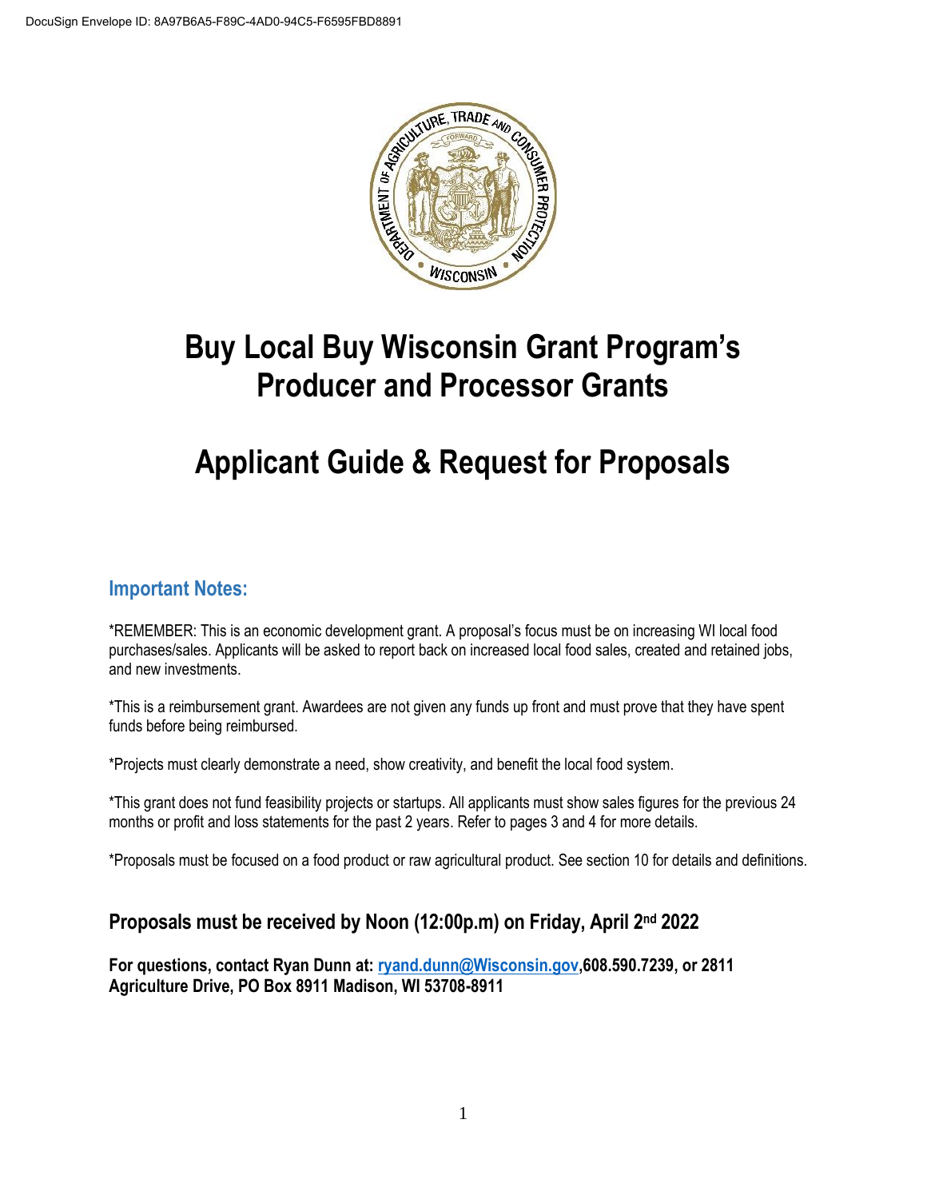# Buy Local Buy Wisconsin Grant Program's Producer and Processor Grants

# Applicant Guide & Request for Proposals

## Important Notes:

*REMEMBER: This is an economic development grant. A proposal's focus must be on increasing WI local food purchases/sales. Applicants will be asked to report back on increased local food sales, created and retained jobs, and new investments.

*This is a reimbursement grant. Awardees are not given any funds up front and must prove that they have spent funds before being reimbursed.

*Projects must clearly demonstrate a need, show creativity, and benefit the local food system.

*This grant does not fund feasibility projects or startups. All applicants must show sales figures for the previous 24 months or profit and loss statements for the past 2 years. Refer to pages 3 and 4 for more details.

*Proposals must be focused on a food product or raw agricultural product. See section 10 for details and definitions.

### Proposals must be received by Noon (12:00p.m) on Friday, April 2nd 2022

**For questions, contact Ryan Dunn at: ryand.dunn@Wisconsin.gov, 608.590.7239, or 2811 Agriculture Drive, PO Box 8911 Madison, WI 53708-8911**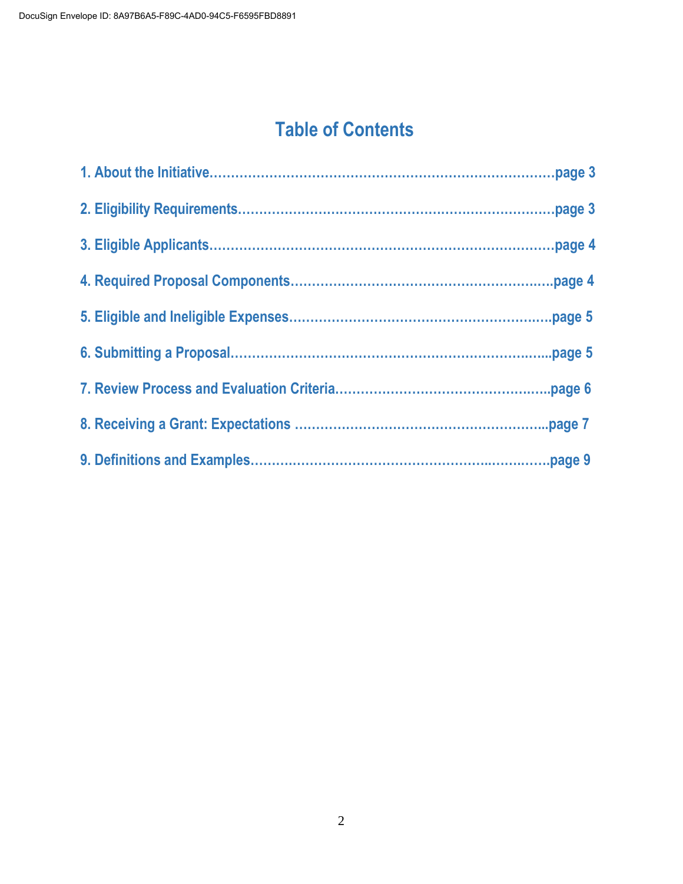# Table of Contents

1. About the Initiative……………………………………………………………………page 3

2. Eligibility Requirements………………………………………………………………page 3

3. Eligible Applicants……………………………………………………………………page 4

4. Required Proposal Components……………………………………………………..page 4

5. Eligible and Ineligible Expenses…………………………………………………….page 5

6. Submitting a Proposal………………………………………………………………...page 5

7. Review Process and Evaluation Criteria…………………………………………..page 6

8. Receiving a Grant: Expectations …………………………………………………...page 7

9. Definitions and Examples…………………………………………..……..…….page 9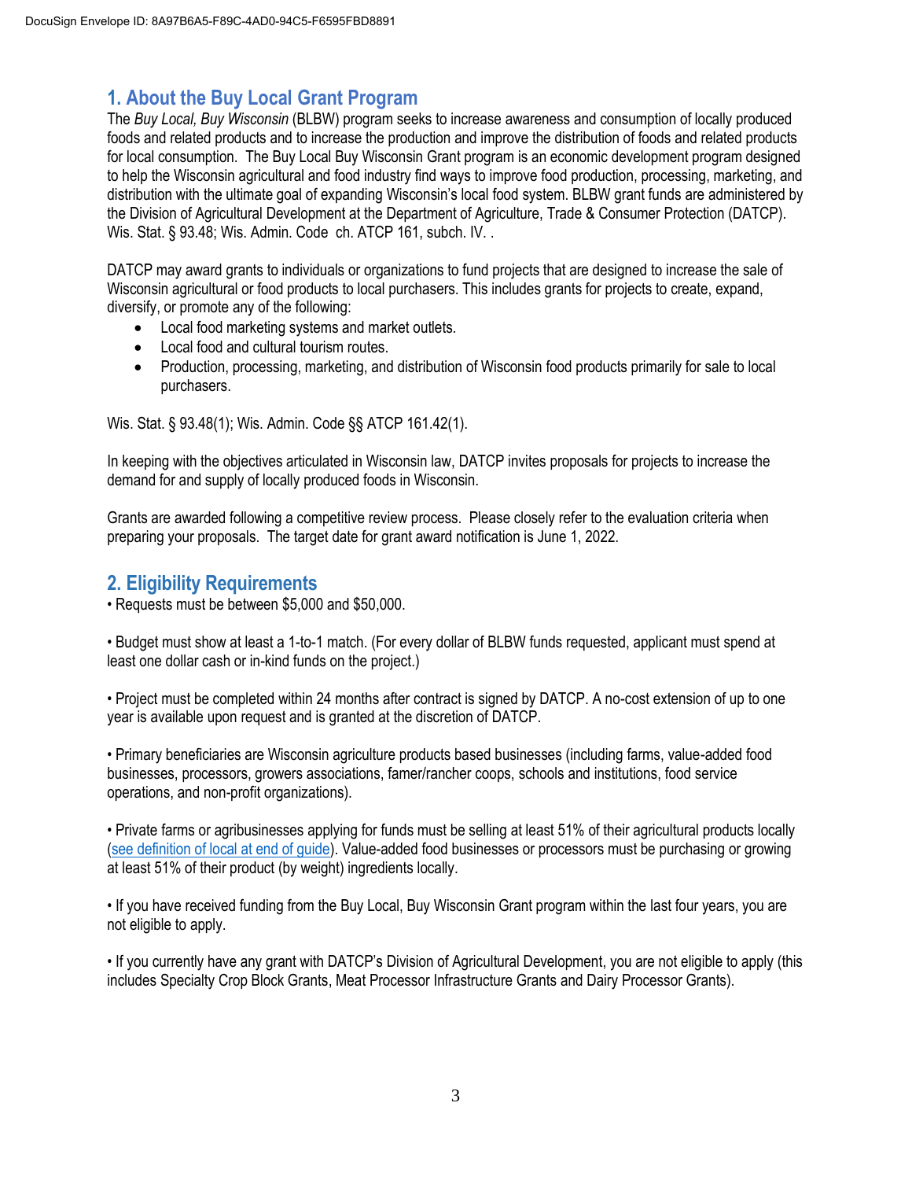## 1. About the Buy Local Grant Program

The *Buy Local, Buy Wisconsin* (BLBW) program seeks to increase awareness and consumption of locally produced foods and related products and to increase the production and improve the distribution of foods and related products for local consumption. The Buy Local Buy Wisconsin Grant program is an economic development program designed to help the Wisconsin agricultural and food industry find ways to improve food production, processing, marketing, and distribution with the ultimate goal of expanding Wisconsin's local food system. BLBW grant funds are administered by the Division of Agricultural Development at the Department of Agriculture, Trade & Consumer Protection (DATCP). Wis. Stat. § 93.48; Wis. Admin. Code ch. ATCP 161, subch. IV. .

DATCP may award grants to individuals or organizations to fund projects that are designed to increase the sale of Wisconsin agricultural or food products to local purchasers. This includes grants for projects to create, expand, diversify, or promote any of the following:

- Local food marketing systems and market outlets.
- Local food and cultural tourism routes.
- Production, processing, marketing, and distribution of Wisconsin food products primarily for sale to local purchasers.

Wis. Stat. § 93.48(1); Wis. Admin. Code §§ ATCP 161.42(1).

In keeping with the objectives articulated in Wisconsin law, DATCP invites proposals for projects to increase the demand for and supply of locally produced foods in Wisconsin.

Grants are awarded following a competitive review process. Please closely refer to the evaluation criteria when preparing your proposals. The target date for grant award notification is June 1, 2022.

## 2. Eligibility Requirements

• Requests must be between $5,000 and $50,000.

• Budget must show at least a 1-to-1 match. (For every dollar of BLBW funds requested, applicant must spend at least one dollar cash or in-kind funds on the project.)

• Project must be completed within 24 months after contract is signed by DATCP. A no-cost extension of up to one year is available upon request and is granted at the discretion of DATCP.

• Primary beneficiaries are Wisconsin agriculture products based businesses (including farms, value-added food businesses, processors, growers associations, famer/rancher coops, schools and institutions, food service operations, and non-profit organizations).

• Private farms or agribusinesses applying for funds must be selling at least 51% of their agricultural products locally (see definition of local at end of guide). Value-added food businesses or processors must be purchasing or growing at least 51% of their product (by weight) ingredients locally.

• If you have received funding from the Buy Local, Buy Wisconsin Grant program within the last four years, you are not eligible to apply.

• If you currently have any grant with DATCP's Division of Agricultural Development, you are not eligible to apply (this includes Specialty Crop Block Grants, Meat Processor Infrastructure Grants and Dairy Processor Grants).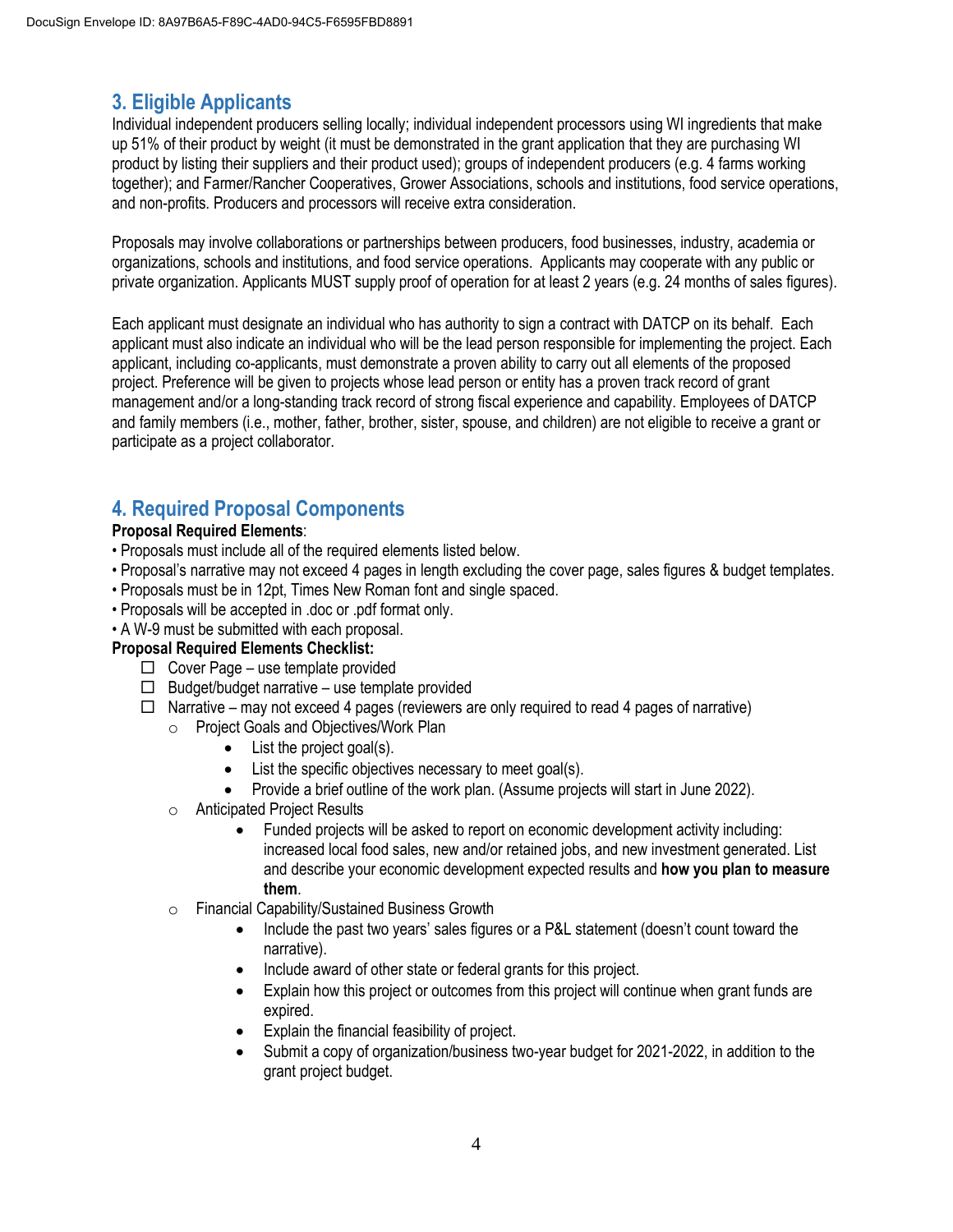## 3. Eligible Applicants

Individual independent producers selling locally; individual independent processors using WI ingredients that make up 51% of their product by weight (it must be demonstrated in the grant application that they are purchasing WI product by listing their suppliers and their product used); groups of independent producers (e.g. 4 farms working together); and Farmer/Rancher Cooperatives, Grower Associations, schools and institutions, food service operations, and non-profits. Producers and processors will receive extra consideration.

Proposals may involve collaborations or partnerships between producers, food businesses, industry, academia or organizations, schools and institutions, and food service operations. Applicants may cooperate with any public or private organization. Applicants MUST supply proof of operation for at least 2 years (e.g. 24 months of sales figures).

Each applicant must designate an individual who has authority to sign a contract with DATCP on its behalf. Each applicant must also indicate an individual who will be the lead person responsible for implementing the project. Each applicant, including co-applicants, must demonstrate a proven ability to carry out all elements of the proposed project. Preference will be given to projects whose lead person or entity has a proven track record of grant management and/or a long-standing track record of strong fiscal experience and capability. Employees of DATCP and family members (i.e., mother, father, brother, sister, spouse, and children) are not eligible to receive a grant or participate as a project collaborator.

## 4. Required Proposal Components

**Proposal Required Elements**:

- Proposals must include all of the required elements listed below.
- Proposal's narrative may not exceed 4 pages in length excluding the cover page, sales figures & budget templates.
- Proposals must be in 12pt, Times New Roman font and single spaced.
- Proposals will be accepted in .doc or .pdf format only.
- A W-9 must be submitted with each proposal.

**Proposal Required Elements Checklist:**

- ☐ Cover Page – use template provided
- ☐ Budget/budget narrative – use template provided
- ☐ Narrative – may not exceed 4 pages (reviewers are only required to read 4 pages of narrative)
  - Project Goals and Objectives/Work Plan
    - List the project goal(s).
    - List the specific objectives necessary to meet goal(s).
    - Provide a brief outline of the work plan. (Assume projects will start in June 2022).
  - Anticipated Project Results
    - Funded projects will be asked to report on economic development activity including: increased local food sales, new and/or retained jobs, and new investment generated. List and describe your economic development expected results and **how you plan to measure them**.
  - Financial Capability/Sustained Business Growth
    - Include the past two years' sales figures or a P&L statement (doesn't count toward the narrative).
    - Include award of other state or federal grants for this project.
    - Explain how this project or outcomes from this project will continue when grant funds are expired.
    - Explain the financial feasibility of project.
    - Submit a copy of organization/business two-year budget for 2021-2022, in addition to the grant project budget.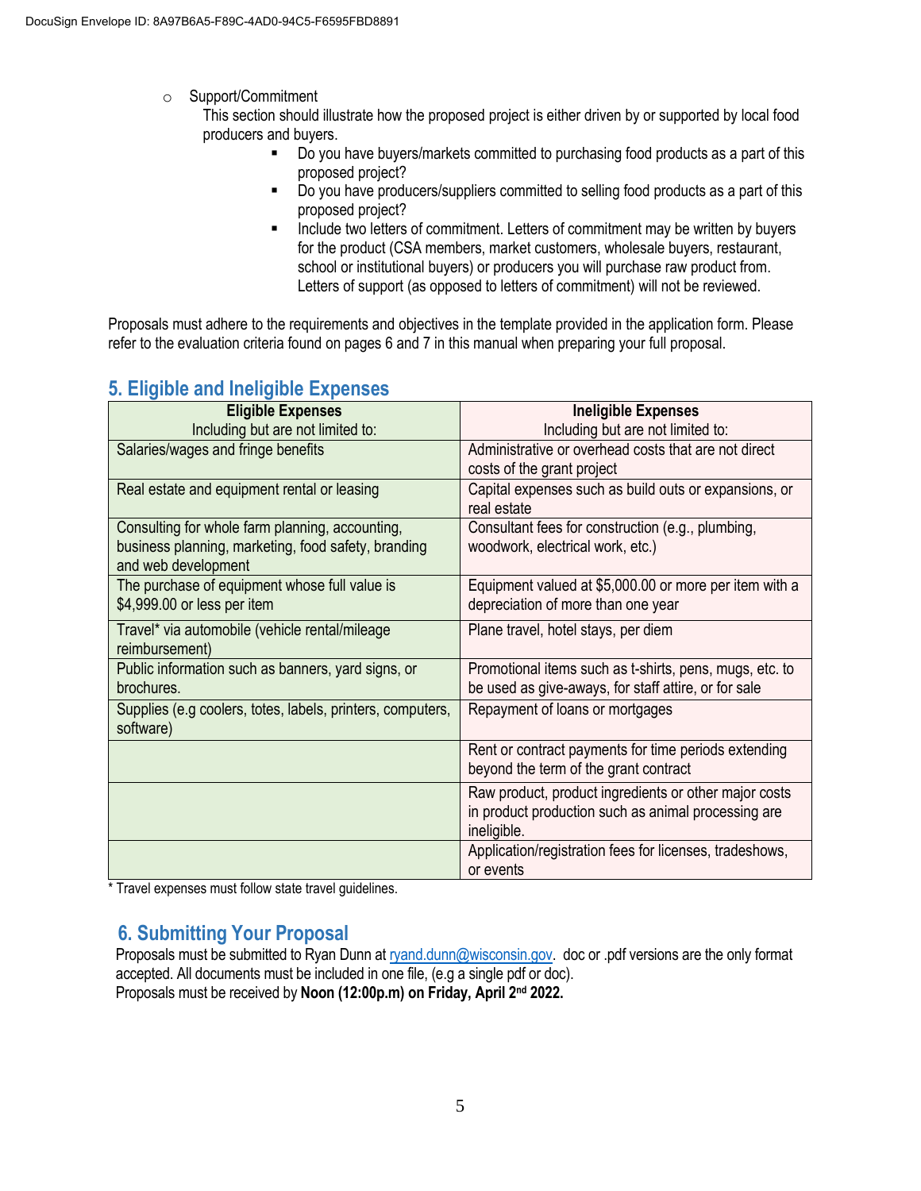- Support/Commitment

  This section should illustrate how the proposed project is either driven by or supported by local food producers and buyers.

  - Do you have buyers/markets committed to purchasing food products as a part of this proposed project?
  - Do you have producers/suppliers committed to selling food products as a part of this proposed project?
  - Include two letters of commitment. Letters of commitment may be written by buyers for the product (CSA members, market customers, wholesale buyers, restaurant, school or institutional buyers) or producers you will purchase raw product from. Letters of support (as opposed to letters of commitment) will not be reviewed.

Proposals must adhere to the requirements and objectives in the template provided in the application form. Please refer to the evaluation criteria found on pages 6 and 7 in this manual when preparing your full proposal.

## 5. Eligible and Ineligible Expenses

| **Eligible Expenses** Including but are not limited to: | **Ineligible Expenses** Including but are not limited to: |
|---|---|
| Salaries/wages and fringe benefits | Administrative or overhead costs that are not direct costs of the grant project |
| Real estate and equipment rental or leasing | Capital expenses such as build outs or expansions, or real estate |
| Consulting for whole farm planning, accounting, business planning, marketing, food safety, branding and web development | Consultant fees for construction (e.g., plumbing, woodwork, electrical work, etc.) |
| The purchase of equipment whose full value is $4,999.00 or less per item | Equipment valued at $5,000.00 or more per item with a depreciation of more than one year |
| Travel* via automobile (vehicle rental/mileage reimbursement) | Plane travel, hotel stays, per diem |
| Public information such as banners, yard signs, or brochures. | Promotional items such as t-shirts, pens, mugs, etc. to be used as give-aways, for staff attire, or for sale |
| Supplies (e.g coolers, totes, labels, printers, computers, software) | Repayment of loans or mortgages |
| | Rent or contract payments for time periods extending beyond the term of the grant contract |
| | Raw product, product ingredients or other major costs in product production such as animal processing are ineligible. |
| | Application/registration fees for licenses, tradeshows, or events |

\* Travel expenses must follow state travel guidelines.

## 6. Submitting Your Proposal

Proposals must be submitted to Ryan Dunn at ryand.dunn@wisconsin.gov. doc or .pdf versions are the only format accepted. All documents must be included in one file, (e.g a single pdf or doc).
Proposals must be received by **Noon (12:00p.m) on Friday, April 2nd 2022.**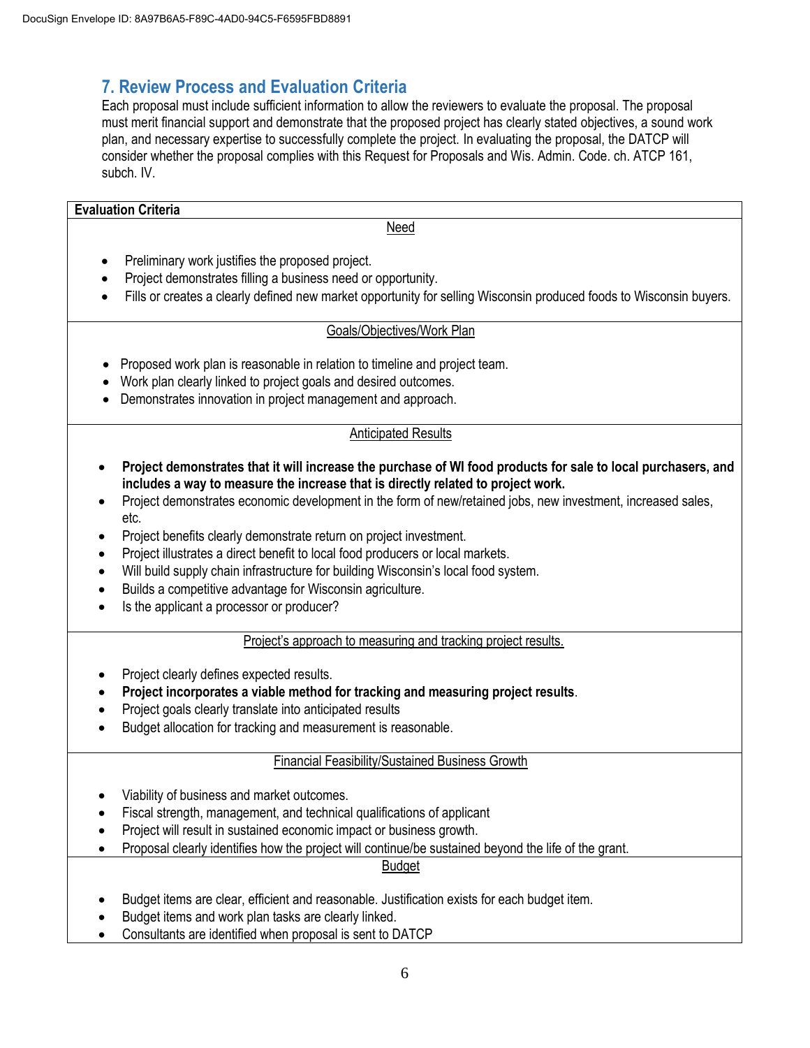## 7. Review Process and Evaluation Criteria

Each proposal must include sufficient information to allow the reviewers to evaluate the proposal. The proposal must merit financial support and demonstrate that the proposed project has clearly stated objectives, a sound work plan, and necessary expertise to successfully complete the project. In evaluating the proposal, the DATCP will consider whether the proposal complies with this Request for Proposals and Wis. Admin. Code. ch. ATCP 161, subch. IV.

**Evaluation Criteria**

<u>Need</u>

- Preliminary work justifies the proposed project.
- Project demonstrates filling a business need or opportunity.
- Fills or creates a clearly defined new market opportunity for selling Wisconsin produced foods to Wisconsin buyers.

<u>Goals/Objectives/Work Plan</u>

- Proposed work plan is reasonable in relation to timeline and project team.
- Work plan clearly linked to project goals and desired outcomes.
- Demonstrates innovation in project management and approach.

<u>Anticipated Results</u>

- **Project demonstrates that it will increase the purchase of WI food products for sale to local purchasers, and includes a way to measure the increase that is directly related to project work.**
- Project demonstrates economic development in the form of new/retained jobs, new investment, increased sales, etc.
- Project benefits clearly demonstrate return on project investment.
- Project illustrates a direct benefit to local food producers or local markets.
- Will build supply chain infrastructure for building Wisconsin's local food system.
- Builds a competitive advantage for Wisconsin agriculture.
- Is the applicant a processor or producer?

<u>Project's approach to measuring and tracking project results.</u>

- Project clearly defines expected results.
- **Project incorporates a viable method for tracking and measuring project results**.
- Project goals clearly translate into anticipated results
- Budget allocation for tracking and measurement is reasonable.

<u>Financial Feasibility/Sustained Business Growth</u>

- Viability of business and market outcomes.
- Fiscal strength, management, and technical qualifications of applicant
- Project will result in sustained economic impact or business growth.
- Proposal clearly identifies how the project will continue/be sustained beyond the life of the grant.

<u>Budget</u>

- Budget items are clear, efficient and reasonable. Justification exists for each budget item.
- Budget items and work plan tasks are clearly linked.
- Consultants are identified when proposal is sent to DATCP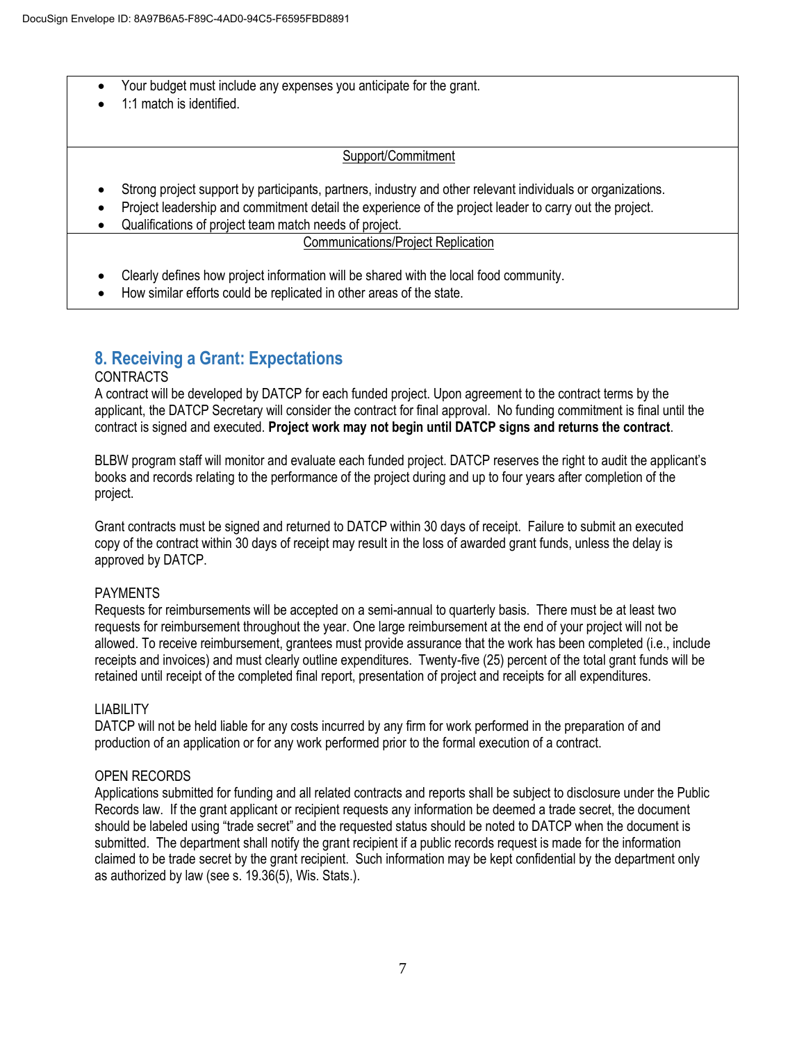- Your budget must include any expenses you anticipate for the grant.
- 1:1 match is identified.

Support/Commitment

- Strong project support by participants, partners, industry and other relevant individuals or organizations.
- Project leadership and commitment detail the experience of the project leader to carry out the project.
- Qualifications of project team match needs of project.

Communications/Project Replication

- Clearly defines how project information will be shared with the local food community.
- How similar efforts could be replicated in other areas of the state.

## 8. Receiving a Grant: Expectations

CONTRACTS

A contract will be developed by DATCP for each funded project. Upon agreement to the contract terms by the applicant, the DATCP Secretary will consider the contract for final approval. No funding commitment is final until the contract is signed and executed. **Project work may not begin until DATCP signs and returns the contract**.

BLBW program staff will monitor and evaluate each funded project. DATCP reserves the right to audit the applicant's books and records relating to the performance of the project during and up to four years after completion of the project.

Grant contracts must be signed and returned to DATCP within 30 days of receipt. Failure to submit an executed copy of the contract within 30 days of receipt may result in the loss of awarded grant funds, unless the delay is approved by DATCP.

PAYMENTS

Requests for reimbursements will be accepted on a semi-annual to quarterly basis. There must be at least two requests for reimbursement throughout the year. One large reimbursement at the end of your project will not be allowed. To receive reimbursement, grantees must provide assurance that the work has been completed (i.e., include receipts and invoices) and must clearly outline expenditures. Twenty-five (25) percent of the total grant funds will be retained until receipt of the completed final report, presentation of project and receipts for all expenditures.

LIABILITY

DATCP will not be held liable for any costs incurred by any firm for work performed in the preparation of and production of an application or for any work performed prior to the formal execution of a contract.

OPEN RECORDS

Applications submitted for funding and all related contracts and reports shall be subject to disclosure under the Public Records law. If the grant applicant or recipient requests any information be deemed a trade secret, the document should be labeled using "trade secret" and the requested status should be noted to DATCP when the document is submitted. The department shall notify the grant recipient if a public records request is made for the information claimed to be trade secret by the grant recipient. Such information may be kept confidential by the department only as authorized by law (see s. 19.36(5), Wis. Stats.).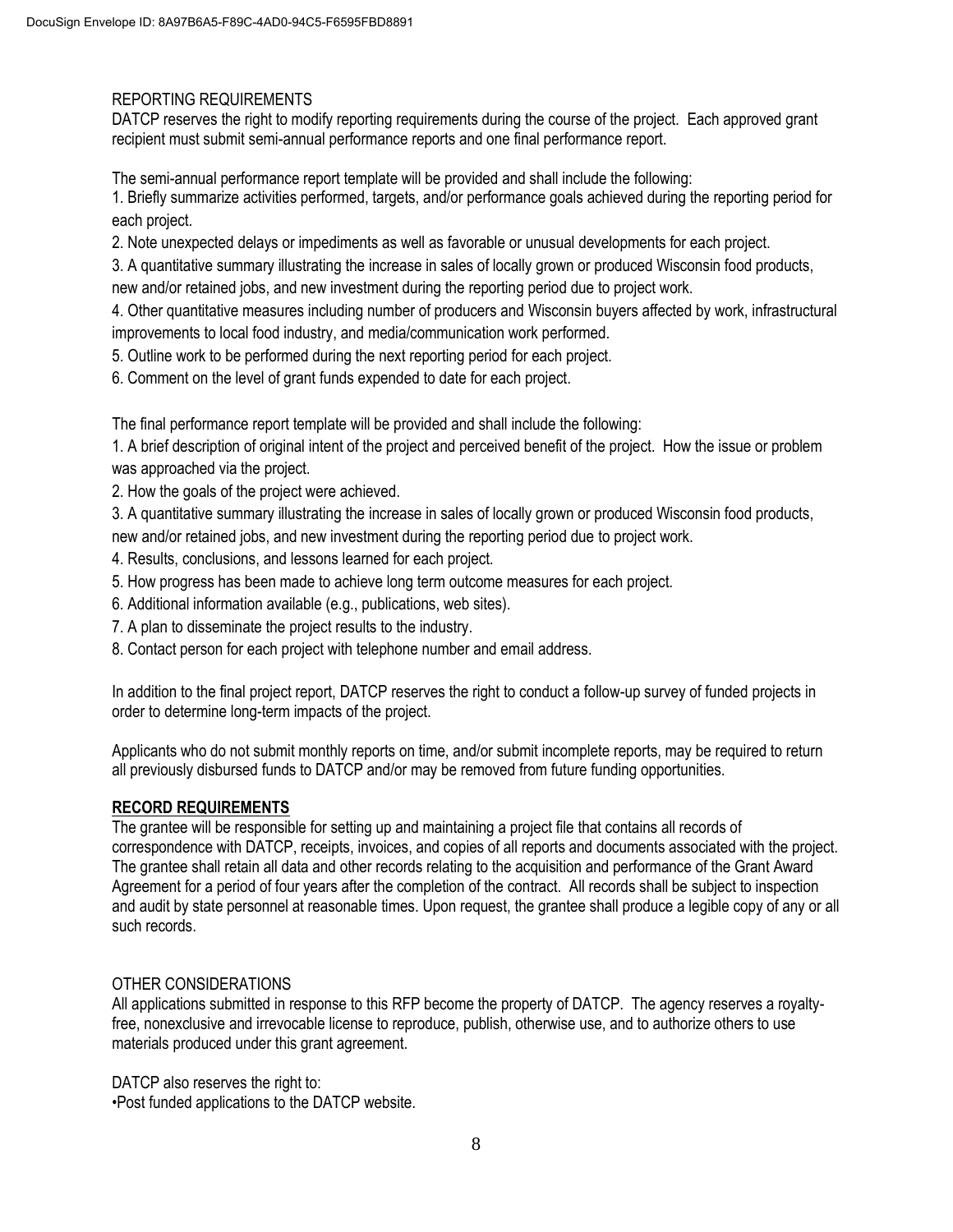## REPORTING REQUIREMENTS

DATCP reserves the right to modify reporting requirements during the course of the project. Each approved grant recipient must submit semi-annual performance reports and one final performance report.

The semi-annual performance report template will be provided and shall include the following:

1. Briefly summarize activities performed, targets, and/or performance goals achieved during the reporting period for each project.
2. Note unexpected delays or impediments as well as favorable or unusual developments for each project.
3. A quantitative summary illustrating the increase in sales of locally grown or produced Wisconsin food products, new and/or retained jobs, and new investment during the reporting period due to project work.
4. Other quantitative measures including number of producers and Wisconsin buyers affected by work, infrastructural improvements to local food industry, and media/communication work performed.
5. Outline work to be performed during the next reporting period for each project.
6. Comment on the level of grant funds expended to date for each project.

The final performance report template will be provided and shall include the following:

1. A brief description of original intent of the project and perceived benefit of the project. How the issue or problem was approached via the project.
2. How the goals of the project were achieved.
3. A quantitative summary illustrating the increase in sales of locally grown or produced Wisconsin food products, new and/or retained jobs, and new investment during the reporting period due to project work.
4. Results, conclusions, and lessons learned for each project.
5. How progress has been made to achieve long term outcome measures for each project.
6. Additional information available (e.g., publications, web sites).
7. A plan to disseminate the project results to the industry.
8. Contact person for each project with telephone number and email address.

In addition to the final project report, DATCP reserves the right to conduct a follow-up survey of funded projects in order to determine long-term impacts of the project.

Applicants who do not submit monthly reports on time, and/or submit incomplete reports, may be required to return all previously disbursed funds to DATCP and/or may be removed from future funding opportunities.

## **RECORD REQUIREMENTS**

The grantee will be responsible for setting up and maintaining a project file that contains all records of correspondence with DATCP, receipts, invoices, and copies of all reports and documents associated with the project. The grantee shall retain all data and other records relating to the acquisition and performance of the Grant Award Agreement for a period of four years after the completion of the contract. All records shall be subject to inspection and audit by state personnel at reasonable times. Upon request, the grantee shall produce a legible copy of any or all such records.

## OTHER CONSIDERATIONS

All applications submitted in response to this RFP become the property of DATCP. The agency reserves a royalty-free, nonexclusive and irrevocable license to reproduce, publish, otherwise use, and to authorize others to use materials produced under this grant agreement.

DATCP also reserves the right to:

- Post funded applications to the DATCP website.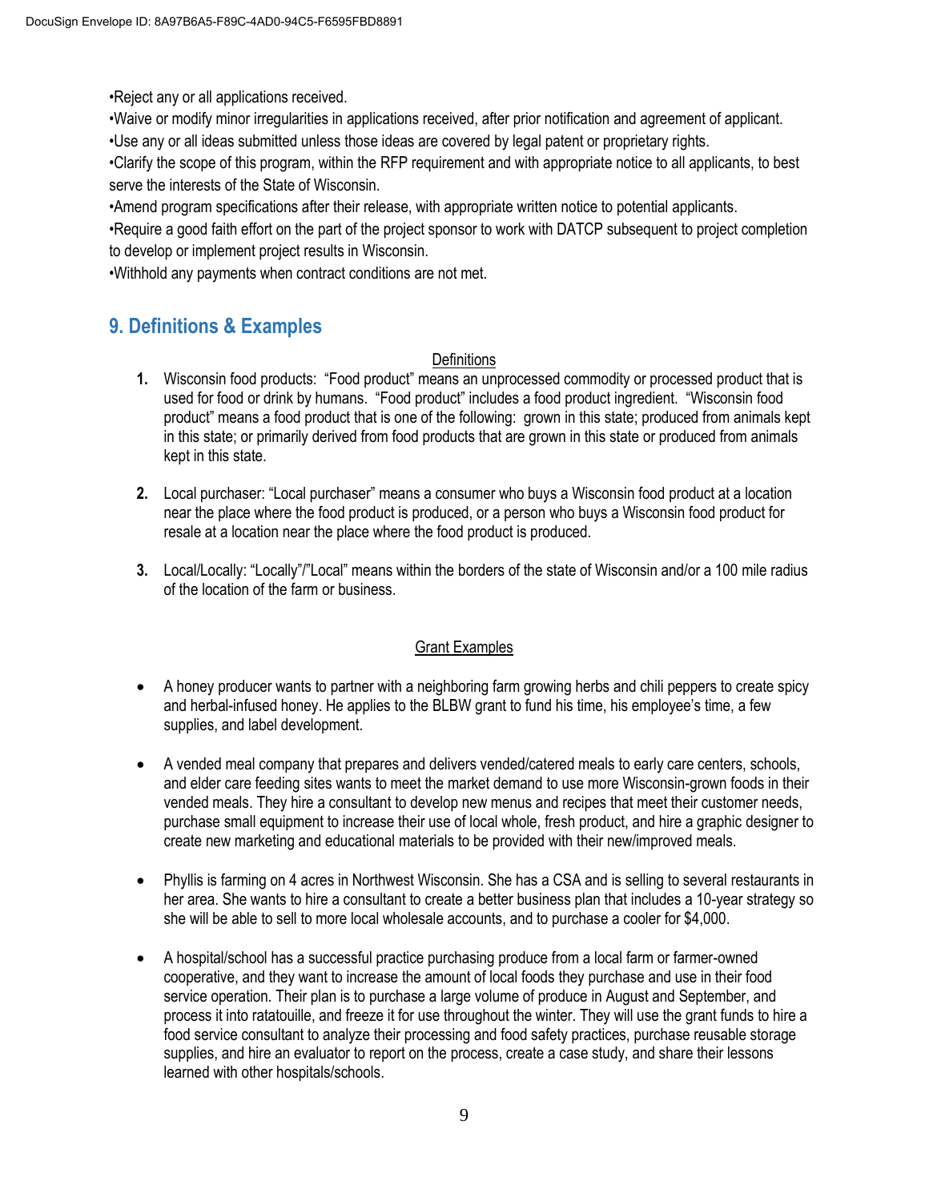•Reject any or all applications received.
•Waive or modify minor irregularities in applications received, after prior notification and agreement of applicant.
•Use any or all ideas submitted unless those ideas are covered by legal patent or proprietary rights.
•Clarify the scope of this program, within the RFP requirement and with appropriate notice to all applicants, to best serve the interests of the State of Wisconsin.
•Amend program specifications after their release, with appropriate written notice to potential applicants.
•Require a good faith effort on the part of the project sponsor to work with DATCP subsequent to project completion to develop or implement project results in Wisconsin.
•Withhold any payments when contract conditions are not met.

## 9. Definitions & Examples

<u>Definitions</u>

1. Wisconsin food products: "Food product" means an unprocessed commodity or processed product that is used for food or drink by humans. "Food product" includes a food product ingredient. "Wisconsin food product" means a food product that is one of the following: grown in this state; produced from animals kept in this state; or primarily derived from food products that are grown in this state or produced from animals kept in this state.

2. Local purchaser: "Local purchaser" means a consumer who buys a Wisconsin food product at a location near the place where the food product is produced, or a person who buys a Wisconsin food product for resale at a location near the place where the food product is produced.

3. Local/Locally: "Locally"/"Local" means within the borders of the state of Wisconsin and/or a 100 mile radius of the location of the farm or business.

<u>Grant Examples</u>

- A honey producer wants to partner with a neighboring farm growing herbs and chili peppers to create spicy and herbal-infused honey. He applies to the BLBW grant to fund his time, his employee's time, a few supplies, and label development.

- A vended meal company that prepares and delivers vended/catered meals to early care centers, schools, and elder care feeding sites wants to meet the market demand to use more Wisconsin-grown foods in their vended meals. They hire a consultant to develop new menus and recipes that meet their customer needs, purchase small equipment to increase their use of local whole, fresh product, and hire a graphic designer to create new marketing and educational materials to be provided with their new/improved meals.

- Phyllis is farming on 4 acres in Northwest Wisconsin. She has a CSA and is selling to several restaurants in her area. She wants to hire a consultant to create a better business plan that includes a 10-year strategy so she will be able to sell to more local wholesale accounts, and to purchase a cooler for $4,000.

- A hospital/school has a successful practice purchasing produce from a local farm or farmer-owned cooperative, and they want to increase the amount of local foods they purchase and use in their food service operation. Their plan is to purchase a large volume of produce in August and September, and process it into ratatouille, and freeze it for use throughout the winter. They will use the grant funds to hire a food service consultant to analyze their processing and food safety practices, purchase reusable storage supplies, and hire an evaluator to report on the process, create a case study, and share their lessons learned with other hospitals/schools.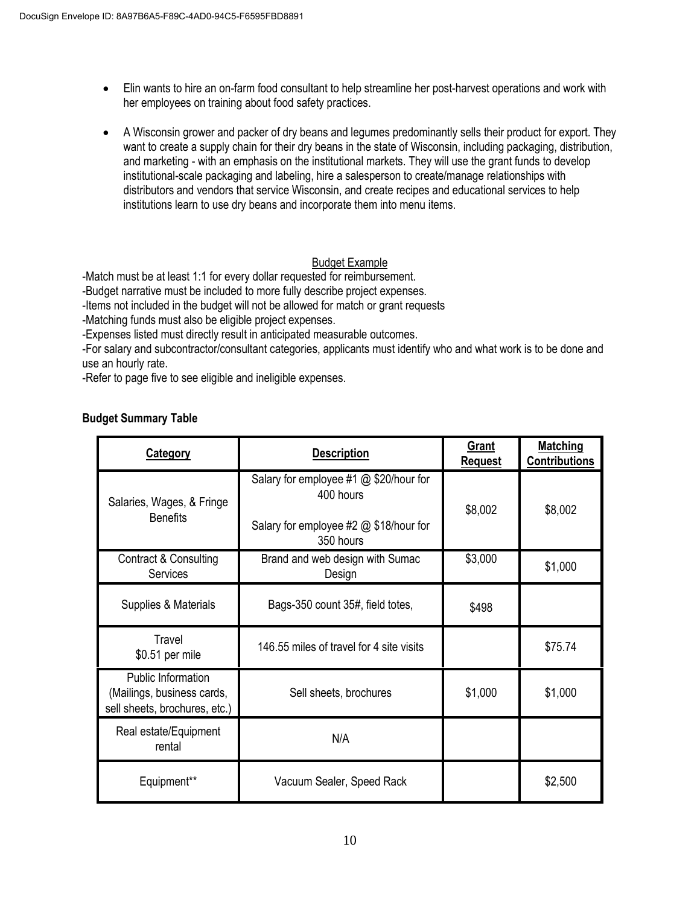- Elin wants to hire an on-farm food consultant to help streamline her post-harvest operations and work with her employees on training about food safety practices.

- A Wisconsin grower and packer of dry beans and legumes predominantly sells their product for export. They want to create a supply chain for their dry beans in the state of Wisconsin, including packaging, distribution, and marketing - with an emphasis on the institutional markets. They will use the grant funds to develop institutional-scale packaging and labeling, hire a salesperson to create/manage relationships with distributors and vendors that service Wisconsin, and create recipes and educational services to help institutions learn to use dry beans and incorporate them into menu items.

## Budget Example

-Match must be at least 1:1 for every dollar requested for reimbursement.
-Budget narrative must be included to more fully describe project expenses.
-Items not included in the budget will not be allowed for match or grant requests
-Matching funds must also be eligible project expenses.
-Expenses listed must directly result in anticipated measurable outcomes.
-For salary and subcontractor/consultant categories, applicants must identify who and what work is to be done and use an hourly rate.
-Refer to page five to see eligible and ineligible expenses.

**Budget Summary Table**

| Category | Description | Grant Request | Matching Contributions |
|---|---|---|---|
| Salaries, Wages, & Fringe Benefits | Salary for employee #1 @ $20/hour for 400 hours<br><br>Salary for employee #2 @ $18/hour for 350 hours | $8,002 | $8,002 |
| Contract & Consulting Services | Brand and web design with Sumac Design | $3,000 | $1,000 |
| Supplies & Materials | Bags-350 count 35#, field totes, | $498 | |
| Travel<br>$0.51 per mile | 146.55 miles of travel for 4 site visits | | $75.74 |
| Public Information (Mailings, business cards, sell sheets, brochures, etc.) | Sell sheets, brochures | $1,000 | $1,000 |
| Real estate/Equipment rental | N/A | | |
| Equipment** | Vacuum Sealer, Speed Rack | | $2,500 |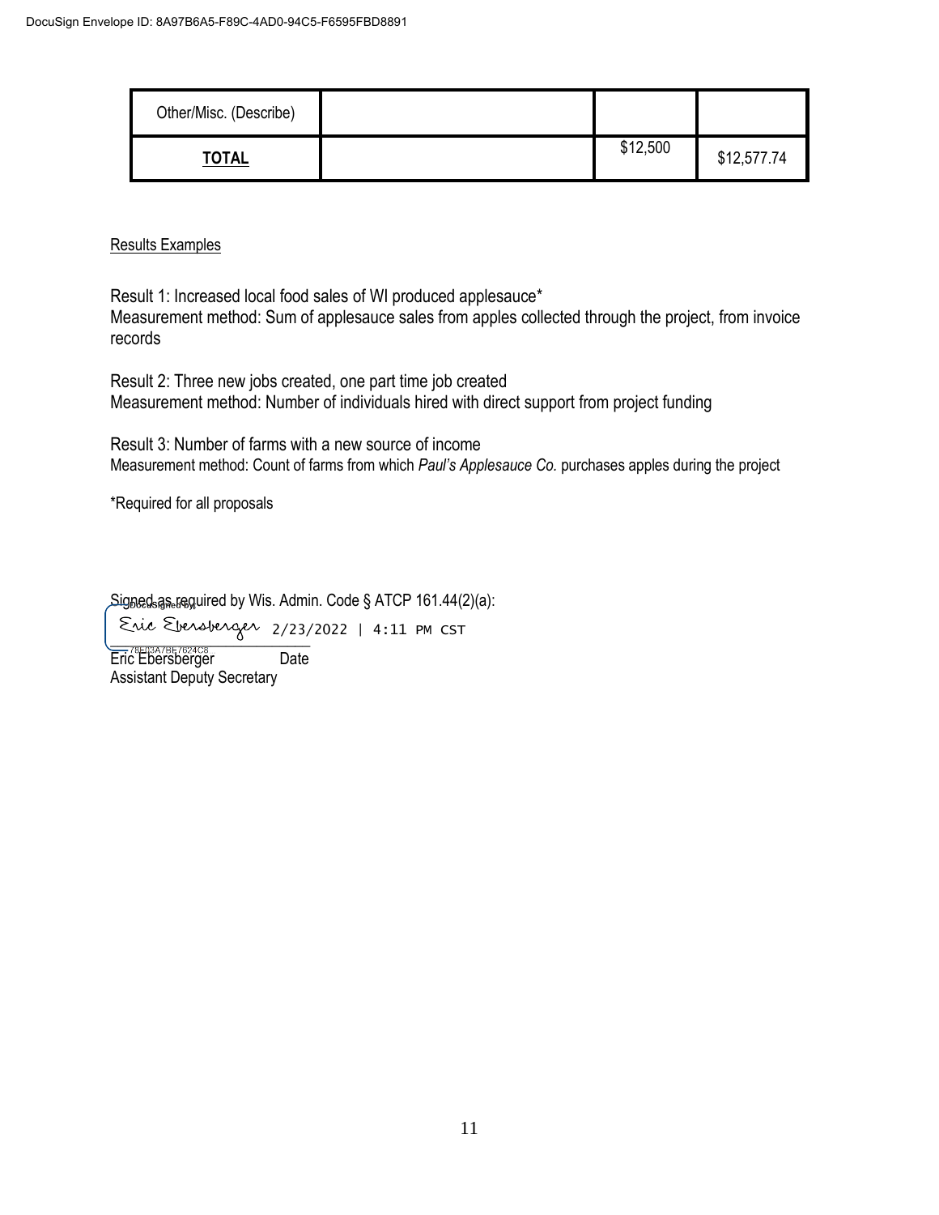| | | | |
|---|---|---|---|
| Other/Misc. (Describe) | | | |
| **TOTAL** | | $12,500 | $12,577.74 |

Results Examples

Result 1: Increased local food sales of WI produced applesauce*
Measurement method: Sum of applesauce sales from apples collected through the project, from invoice records

Result 2: Three new jobs created, one part time job created
Measurement method: Number of individuals hired with direct support from project funding

Result 3: Number of farms with a new source of income
Measurement method: Count of farms from which *Paul's Applesauce Co.* purchases apples during the project

*Required for all proposals

Signed as required by Wis. Admin. Code § ATCP 161.44(2)(a):

Eric Ebersberger 2/23/2022 | 4:11 PM CST

Eric Ebersberger Date
Assistant Deputy Secretary